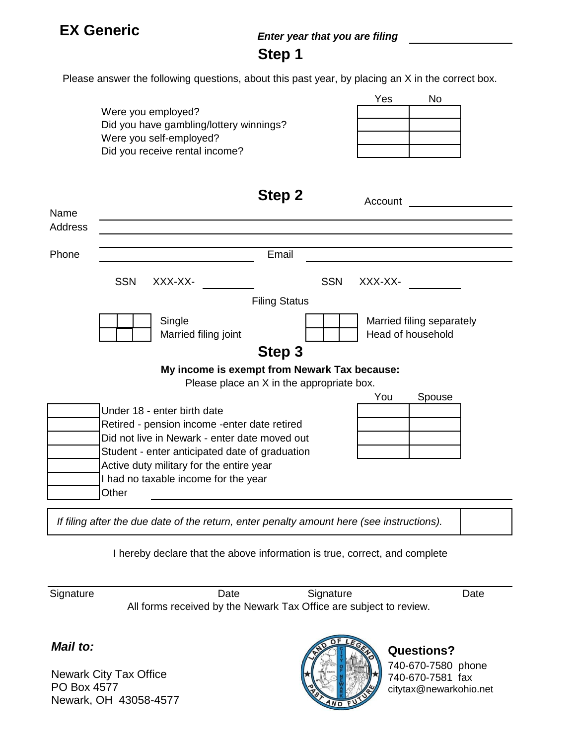# EX Generic

***Enter year that you are filing*** \_\_\_\_\_\_\_\_\_\_\_\_\_\_\_\_

## Step 1

Please answer the following questions, about this past year, by placing an X in the correct box.

| | Yes | No |
|---|---|---|
| Were you employed? | | |
| Did you have gambling/lottery winnings? | | |
| Were you self-employed? | | |
| Did you receive rental income? | | |

## Step 2

Account \_\_\_\_\_\_\_\_\_\_\_\_\_\_\_\_

Name \_\_\_\_\_\_\_\_\_\_\_\_\_\_\_\_\_\_\_\_\_\_\_\_\_\_\_\_\_\_\_\_\_\_\_\_\_\_\_\_

Address \_\_\_\_\_\_\_\_\_\_\_\_\_\_\_\_\_\_\_\_\_\_\_\_\_\_\_\_\_\_\_\_\_\_\_\_\_\_\_\_

Phone \_\_\_\_\_\_\_\_\_\_\_\_\_\_\_\_\_\_\_\_ Email \_\_\_\_\_\_\_\_\_\_\_\_\_\_\_\_\_\_\_\_

SSN XXX-XX- \_\_\_\_\_\_\_\_ SSN XXX-XX- \_\_\_\_\_\_\_\_

Filing Status

- ☐ Single
- ☐ Married filing joint
- ☐ Married filing separately
- ☐ Head of household

## Step 3

**My income is exempt from Newark Tax because:**

Please place an X in the appropriate box.

| | | You | Spouse |
|---|---|---|---|
| ☐ | Under 18 - enter birth date | | |
| ☐ | Retired - pension income -enter date retired | | |
| ☐ | Did not live in Newark - enter date moved out | | |
| ☐ | Student - enter anticipated date of graduation | | |
| ☐ | Active duty military for the entire year | | |
| ☐ | I had no taxable income for the year | | |
| ☐ | Other \_\_\_\_\_\_\_\_\_\_\_\_\_\_\_\_\_\_\_\_ | | |

*If filing after the due date of the return, enter penalty amount here (see instructions).* ☐

I hereby declare that the above information is true, correct, and complete

Signature \_\_\_\_\_\_\_\_\_\_ Date \_\_\_\_\_\_\_\_\_\_ Signature \_\_\_\_\_\_\_\_\_\_ Date \_\_\_\_\_\_\_\_\_\_

All forms received by the Newark Tax Office are subject to review.

***Mail to:***

Newark City Tax Office
PO Box 4577
Newark, OH 43058-4577

**Questions?**

740-670-7580 phone
740-670-7581 fax
citytax@newarkohio.net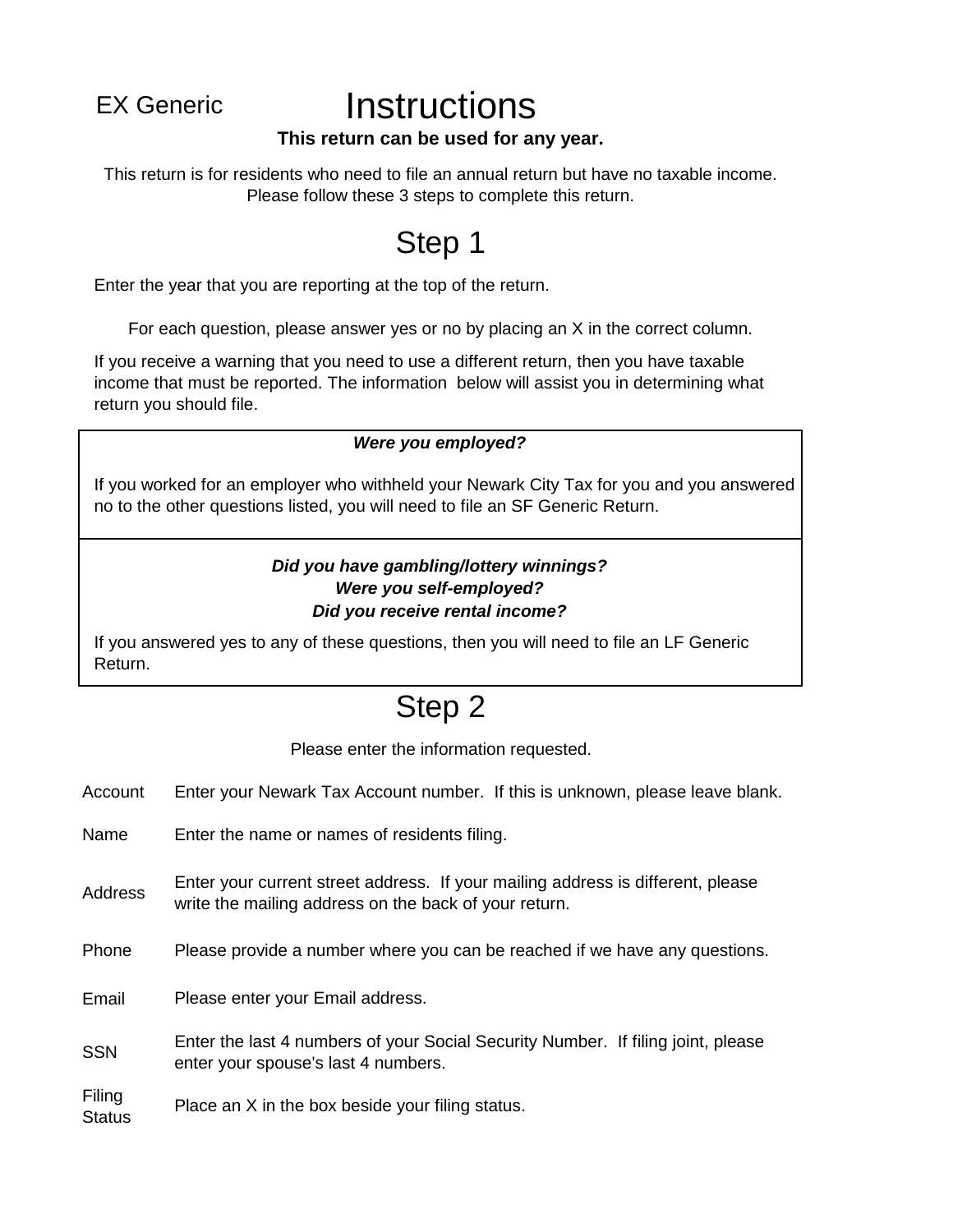EX Generic

# Instructions

**This return can be used for any year.**

This return is for residents who need to file an annual return but have no taxable income. Please follow these 3 steps to complete this return.

## Step 1

Enter the year that you are reporting at the top of the return.

For each question, please answer yes or no by placing an X in the correct column.

If you receive a warning that you need to use a different return, then you have taxable income that must be reported. The information below will assist you in determining what return you should file.

***Were you employed?***

If you worked for an employer who withheld your Newark City Tax for you and you answered no to the other questions listed, you will need to file an SF Generic Return.

***Did you have gambling/lottery winnings?***
***Were you self-employed?***
***Did you receive rental income?***

If you answered yes to any of these questions, then you will need to file an LF Generic Return.

## Step 2

Please enter the information requested.

| | |
|---|---|
| Account | Enter your Newark Tax Account number. If this is unknown, please leave blank. |
| Name | Enter the name or names of residents filing. |
| Address | Enter your current street address. If your mailing address is different, please write the mailing address on the back of your return. |
| Phone | Please provide a number where you can be reached if we have any questions. |
| Email | Please enter your Email address. |
| SSN | Enter the last 4 numbers of your Social Security Number. If filing joint, please enter your spouse's last 4 numbers. |
| Filing Status | Place an X in the box beside your filing status. |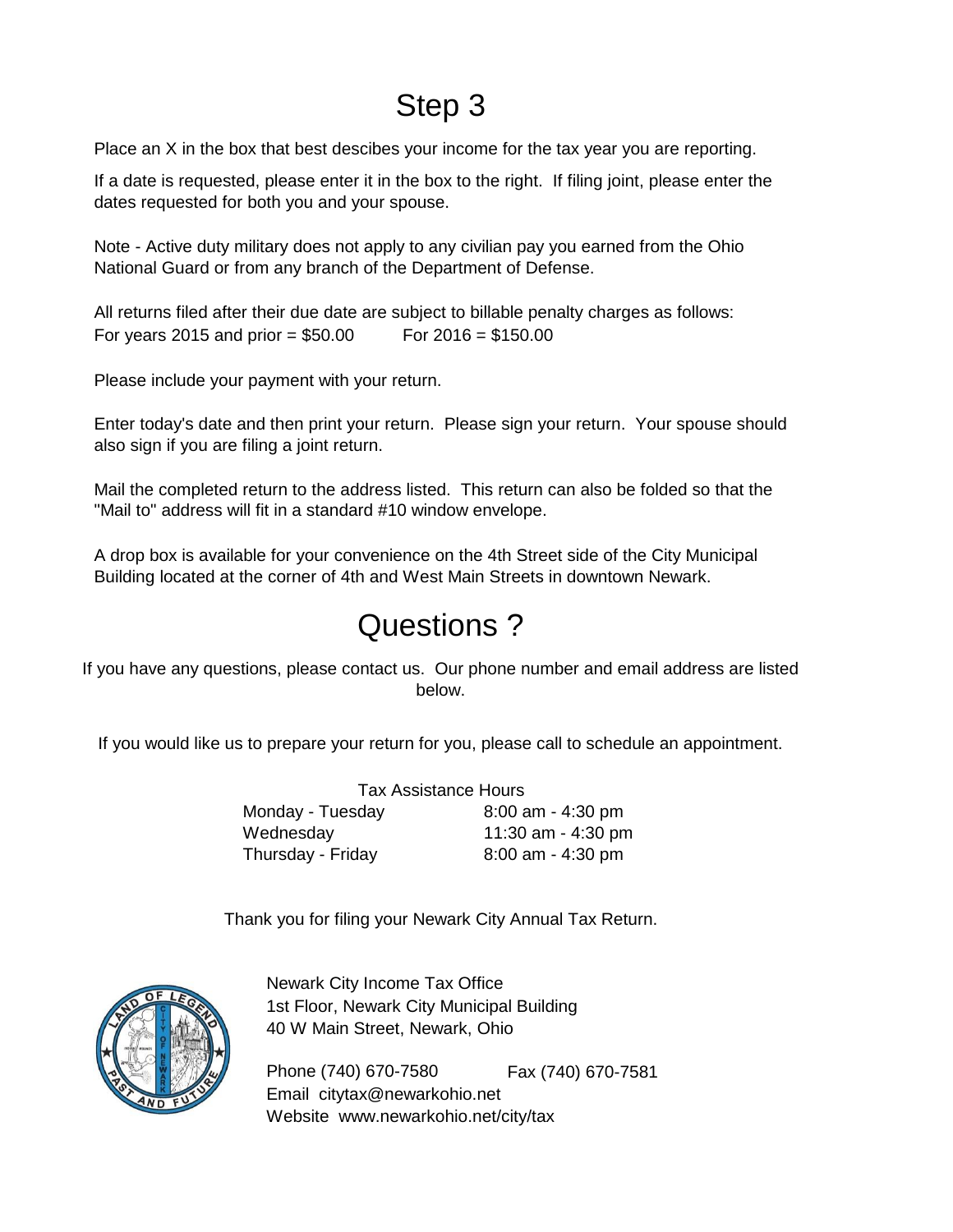# Step 3

Place an X in the box that best descibes your income for the tax year you are reporting.

If a date is requested, please enter it in the box to the right. If filing joint, please enter the dates requested for both you and your spouse.

Note - Active duty military does not apply to any civilian pay you earned from the Ohio National Guard or from any branch of the Department of Defense.

All returns filed after their due date are subject to billable penalty charges as follows:
For years 2015 and prior = $50.00     For 2016 = $150.00

Please include your payment with your return.

Enter today's date and then print your return. Please sign your return. Your spouse should also sign if you are filing a joint return.

Mail the completed return to the address listed. This return can also be folded so that the "Mail to" address will fit in a standard #10 window envelope.

A drop box is available for your convenience on the 4th Street side of the City Municipal Building located at the corner of 4th and West Main Streets in downtown Newark.

# Questions ?

If you have any questions, please contact us. Our phone number and email address are listed below.

If you would like us to prepare your return for you, please call to schedule an appointment.

| Tax Assistance Hours | |
|---|---|
| Monday - Tuesday | 8:00 am - 4:30 pm |
| Wednesday | 11:30 am - 4:30 pm |
| Thursday - Friday | 8:00 am - 4:30 pm |

Thank you for filing your Newark City Annual Tax Return.

Newark City Income Tax Office
1st Floor, Newark City Municipal Building
40 W Main Street, Newark, Ohio

Phone (740) 670-7580     Fax (740) 670-7581
Email citytax@newarkohio.net
Website www.newarkohio.net/city/tax